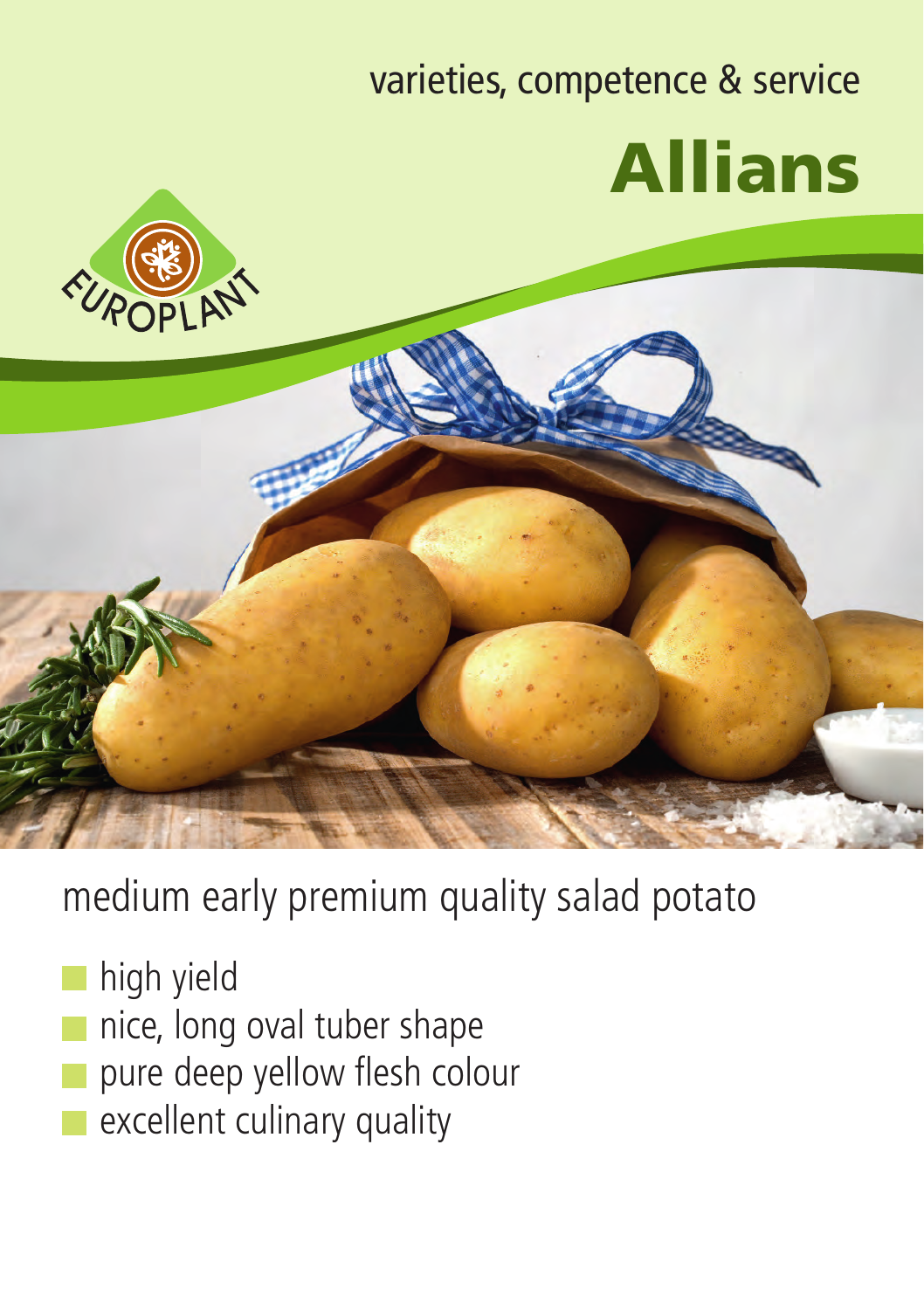varieties, competence & service

# Allians

EUROPLANT

## medium early premium quality salad potato

- high yield
- nice, long oval tuber shape
- pure deep yellow flesh colour
- excellent culinary quality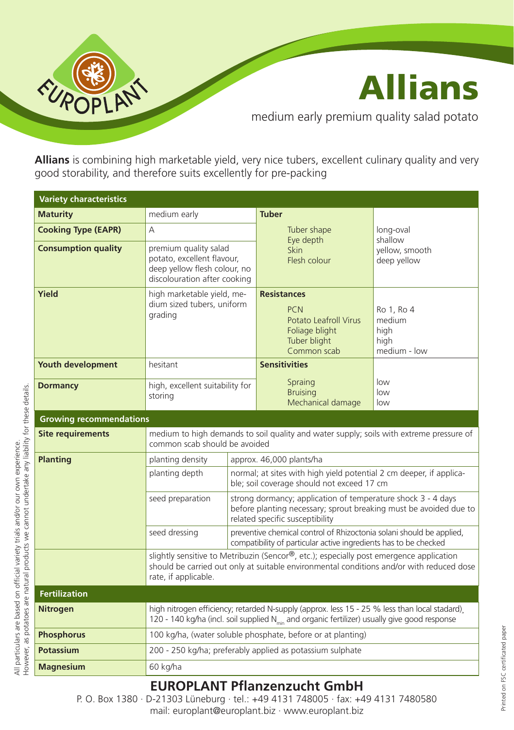# Allians

medium early premium quality salad potato

**Allians** is combining high marketable yield, very nice tubers, excellent culinary quality and very good storability, and therefore suits excellently for pre-packing

| Variety characteristics | | | |
|---|---|---|---|
| **Maturity** | medium early | **Tuber** | |
| **Cooking Type (EAPR)** | A | Tuber shape<br>Eye depth<br>Skin<br>Flesh colour | long-oval<br>shallow<br>yellow, smooth<br>deep yellow |
| **Consumption quality** | premium quality salad potato, excellent flavour, deep yellow flesh colour, no discolouration after cooking | | |
| **Yield** | high marketable yield, medium sized tubers, uniform grading | **Resistances**<br>PCN<br>Potato Leafroll Virus<br>Foliage blight<br>Tuber blight<br>Common scab | <br>Ro 1, Ro 4<br>medium<br>high<br>high<br>medium - low |
| **Youth development** | hesitant | **Sensitivities** | |
| **Dormancy** | high, excellent suitability for storing | Spraing<br>Bruising<br>Mechanical damage | low<br>low<br>low |

| Growing recommendations | | |
|---|---|---|
| **Site requirements** | medium to high demands to soil quality and water supply; soils with extreme pressure of common scab should be avoided | |
| **Planting** | planting density | approx. 46,000 plants/ha |
| | planting depth | normal; at sites with high yield potential 2 cm deeper, if applicable; soil coverage should not exceed 17 cm |
| | seed preparation | strong dormancy; application of temperature shock 3 - 4 days before planting necessary; sprout breaking must be avoided due to related specific susceptibility |
| | seed dressing | preventive chemical control of Rhizoctonia solani should be applied, compatibility of particular active ingredients has to be checked |
| | slightly sensitive to Metribuzin (Sencor®, etc.); especially post emergence application should be carried out only at suitable environmental conditions and/or with reduced dose rate, if applicable. | |

| Fertilization | |
|---|---|
| **Nitrogen** | high nitrogen efficiency; retarded N-supply (approx. less 15 - 25 % less than local stadard), 120 - 140 kg/ha (incl. soil supplied $N_{min}$ and organic fertilizer) usually give good response |
| **Phosphorus** | 100 kg/ha, (water soluble phosphate, before or at planting) |
| **Potassium** | 200 - 250 kg/ha; preferably applied as potassium sulphate |
| **Magnesium** | 60 kg/ha |

All particulars are based on official variety trials and/or our own experience. However, as potatoes are natural products we cannot undertake any liability for these details.

## EUROPLANT Pflanzenzucht GmbH

P. O. Box 1380 · D-21303 Lüneburg · tel.: +49 4131 748005 · fax: +49 4131 7480580
mail: europlant@europlant.biz · www.europlant.biz

Printed on FSC certificated paper